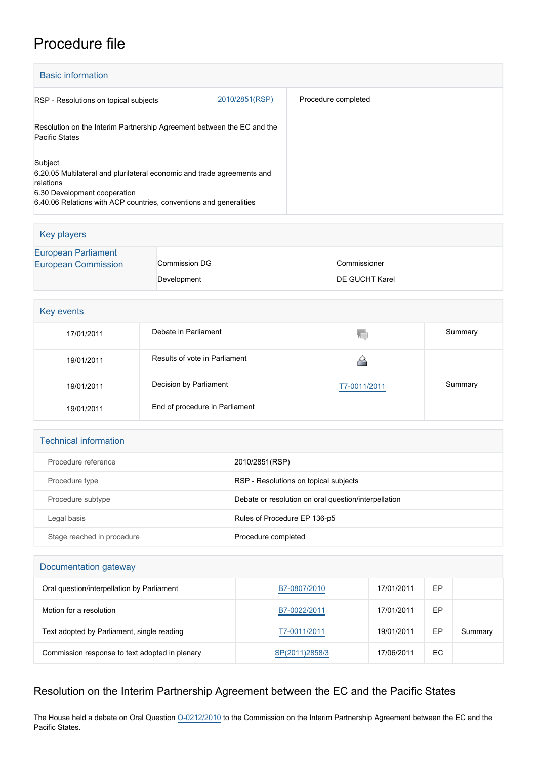# Procedure file

## Basic information

| | | |
|---|---|---|
| RSP - Resolutions on topical subjects | 2010/2851(RSP) | Procedure completed |
| Resolution on the Interim Partnership Agreement between the EC and the Pacific States<br><br>Subject<br>6.20.05 Multilateral and plurilateral economic and trade agreements and relations<br>6.30 Development cooperation<br>6.40.06 Relations with ACP countries, conventions and generalities | | |

## Key players

| | | |
|---|---|---|
| European Parliament | | |
| European Commission | Commission DG | Commissioner |
| | Development | DE GUCHT Karel |

## Key events

| | | | |
|---|---|---|---|
| 17/01/2011 | Debate in Parliament | | Summary |
| 19/01/2011 | Results of vote in Parliament | | |
| 19/01/2011 | Decision by Parliament | T7-0011/2011 | Summary |
| 19/01/2011 | End of procedure in Parliament | | |

## Technical information

| | |
|---|---|
| Procedure reference | 2010/2851(RSP) |
| Procedure type | RSP - Resolutions on topical subjects |
| Procedure subtype | Debate or resolution on oral question/interpellation |
| Legal basis | Rules of Procedure EP 136-p5 |
| Stage reached in procedure | Procedure completed |

## Documentation gateway

| | | | | | |
|---|---|---|---|---|---|
| Oral question/interpellation by Parliament | | B7-0807/2010 | 17/01/2011 | EP | |
| Motion for a resolution | | B7-0022/2011 | 17/01/2011 | EP | |
| Text adopted by Parliament, single reading | | T7-0011/2011 | 19/01/2011 | EP | Summary |
| Commission response to text adopted in plenary | | SP(2011)2858/3 | 17/06/2011 | EC | |

## Resolution on the Interim Partnership Agreement between the EC and the Pacific States

The House held a debate on Oral Question O-0212/2010 to the Commission on the Interim Partnership Agreement between the EC and the Pacific States.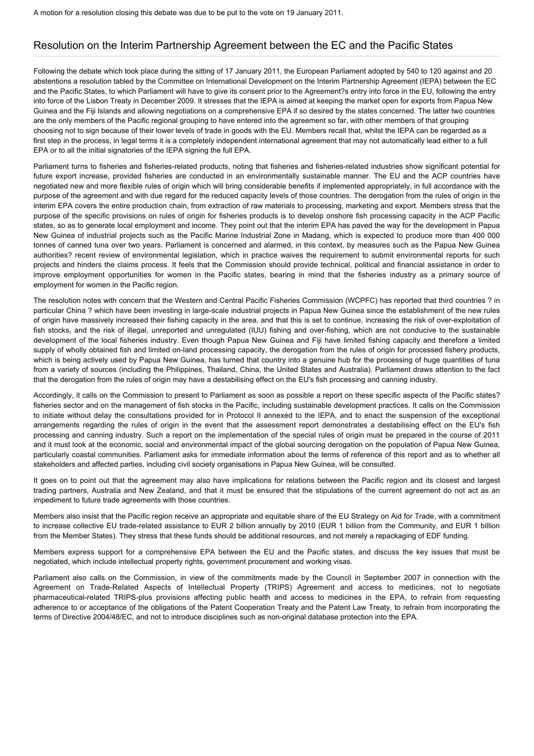A motion for a resolution closing this debate was due to be put to the vote on 19 January 2011.

## Resolution on the Interim Partnership Agreement between the EC and the Pacific States

Following the debate which took place during the sitting of 17 January 2011, the European Parliament adopted by 540 to 120 against and 20 abstentions a resolution tabled by the Committee on International Development on the Interim Partnership Agreement (IEPA) between the EC and the Pacific States, to which Parliament will have to give its consent prior to the Agreement?s entry into force in the EU, following the entry into force of the Lisbon Treaty in December 2009. It stresses that the IEPA is aimed at keeping the market open for exports from Papua New Guinea and the Fiji Islands and allowing negotiations on a comprehensive EPA if so desired by the states concerned. The latter two countries are the only members of the Pacific regional grouping to have entered into the agreement so far, with other members of that grouping choosing not to sign because of their lower levels of trade in goods with the EU. Members recall that, whilst the IEPA can be regarded as a first step in the process, in legal terms it is a completely independent international agreement that may not automatically lead either to a full EPA or to all the initial signatories of the IEPA signing the full EPA.

Parliament turns to fisheries and fisheries-related products, noting that fisheries and fisheries-related industries show significant potential for future export increase, provided fisheries are conducted in an environmentally sustainable manner. The EU and the ACP countries have negotiated new and more flexible rules of origin which will bring considerable benefits if implemented appropriately, in full accordance with the purpose of the agreement and with due regard for the reduced capacity levels of those countries. The derogation from the rules of origin in the interim EPA covers the entire production chain, from extraction of raw materials to processing, marketing and export. Members stress that the purpose of the specific provisions on rules of origin for fisheries products is to develop onshore fish processing capacity in the ACP Pacific states, so as to generate local employment and income. They point out that the interim EPA has paved the way for the development in Papua New Guinea of industrial projects such as the Pacific Marine Industrial Zone in Madang, which is expected to produce more than 400 000 tonnes of canned tuna over two years. Parliament is concerned and alarmed, in this context, by measures such as the Papua New Guinea authorities? recent review of environmental legislation, which in practice waives the requirement to submit environmental reports for such projects and hinders the claims process. It feels that the Commission should provide technical, political and financial assistance in order to improve employment opportunities for women in the Pacific states, bearing in mind that the fisheries industry as a primary source of employment for women in the Pacific region.

The resolution notes with concern that the Western and Central Pacific Fisheries Commission (WCPFC) has reported that third countries ? in particular China ? which have been investing in large-scale industrial projects in Papua New Guinea since the establishment of the new rules of origin have massively increased their fishing capacity in the area, and that this is set to continue, increasing the risk of over-exploitation of fish stocks, and the risk of illegal, unreported and unregulated (IUU) fishing and over-fishing, which are not conducive to the sustainable development of the local fisheries industry. Even though Papua New Guinea and Fiji have limited fishing capacity and therefore a limited supply of wholly obtained fish and limited on-land processing capacity, the derogation from the rules of origin for processed fishery products, which is being actively used by Papua New Guinea, has turned that country into a genuine hub for the processing of huge quantities of tuna from a variety of sources (including the Philippines, Thailand, China, the United States and Australia). Parliament draws attention to the fact that the derogation from the rules of origin may have a destabilising effect on the EU's fish processing and canning industry.

Accordingly, it calls on the Commission to present to Parliament as soon as possible a report on these specific aspects of the Pacific states? fisheries sector and on the management of fish stocks in the Pacific, including sustainable development practices. It calls on the Commission to initiate without delay the consultations provided for in Protocol II annexed to the IEPA, and to enact the suspension of the exceptional arrangements regarding the rules of origin in the event that the assessment report demonstrates a destabilising effect on the EU's fish processing and canning industry. Such a report on the implementation of the special rules of origin must be prepared in the course of 2011 and it must look at the economic, social and environmental impact of the global sourcing derogation on the population of Papua New Guinea, particularly coastal communities. Parliament asks for immediate information about the terms of reference of this report and as to whether all stakeholders and affected parties, including civil society organisations in Papua New Guinea, will be consulted.

It goes on to point out that the agreement may also have implications for relations between the Pacific region and its closest and largest trading partners, Australia and New Zealand, and that it must be ensured that the stipulations of the current agreement do not act as an impediment to future trade agreements with those countries.

Members also insist that the Pacific region receive an appropriate and equitable share of the EU Strategy on Aid for Trade, with a commitment to increase collective EU trade-related assistance to EUR 2 billion annually by 2010 (EUR 1 billion from the Community, and EUR 1 billion from the Member States). They stress that these funds should be additional resources, and not merely a repackaging of EDF funding.

Members express support for a comprehensive EPA between the EU and the Pacific states, and discuss the key issues that must be negotiated, which include intellectual property rights, government procurement and working visas.

Parliament also calls on the Commission, in view of the commitments made by the Council in September 2007 in connection with the Agreement on Trade-Related Aspects of Intellectual Property (TRIPS) Agreement and access to medicines, not to negotiate pharmaceutical-related TRIPS-plus provisions affecting public health and access to medicines in the EPA, to refrain from requesting adherence to or acceptance of the obligations of the Patent Cooperation Treaty and the Patent Law Treaty, to refrain from incorporating the terms of Directive 2004/48/EC, and not to introduce disciplines such as non-original database protection into the EPA.